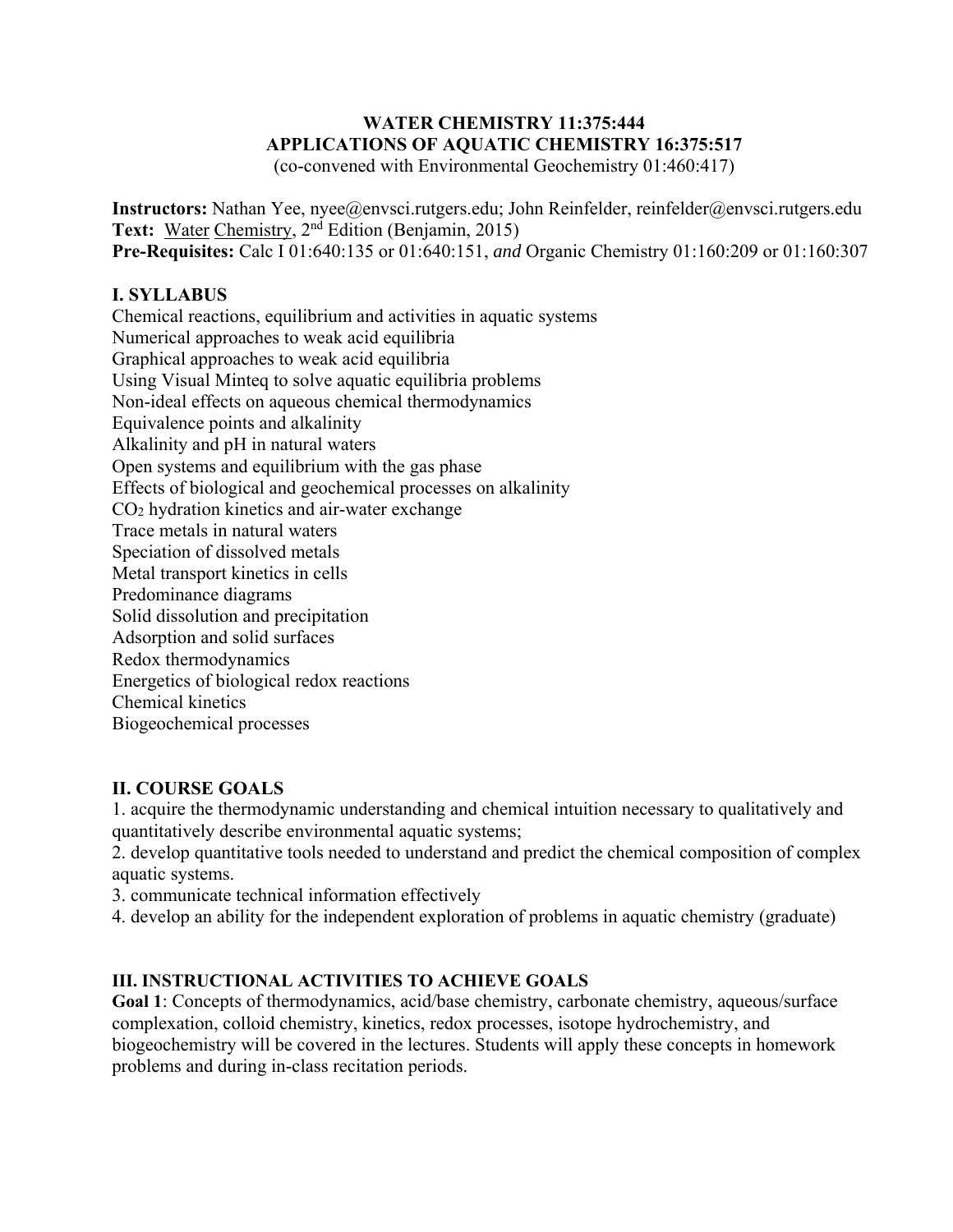# WATER CHEMISTRY 11:375:444
# APPLICATIONS OF AQUATIC CHEMISTRY 16:375:517

(co-convened with Environmental Geochemistry 01:460:417)

**Instructors:** Nathan Yee, nyee@envsci.rutgers.edu; John Reinfelder, reinfelder@envsci.rutgers.edu
**Text:** Water Chemistry, 2nd Edition (Benjamin, 2015)
**Pre-Requisites:** Calc I 01:640:135 or 01:640:151, *and* Organic Chemistry 01:160:209 or 01:160:307

## I. SYLLABUS

Chemical reactions, equilibrium and activities in aquatic systems
Numerical approaches to weak acid equilibria
Graphical approaches to weak acid equilibria
Using Visual Minteq to solve aquatic equilibria problems
Non-ideal effects on aqueous chemical thermodynamics
Equivalence points and alkalinity
Alkalinity and pH in natural waters
Open systems and equilibrium with the gas phase
Effects of biological and geochemical processes on alkalinity
$CO_2$ hydration kinetics and air-water exchange
Trace metals in natural waters
Speciation of dissolved metals
Metal transport kinetics in cells
Predominance diagrams
Solid dissolution and precipitation
Adsorption and solid surfaces
Redox thermodynamics
Energetics of biological redox reactions
Chemical kinetics
Biogeochemical processes

## II. COURSE GOALS

1. acquire the thermodynamic understanding and chemical intuition necessary to qualitatively and quantitatively describe environmental aquatic systems;
2. develop quantitative tools needed to understand and predict the chemical composition of complex aquatic systems.
3. communicate technical information effectively
4. develop an ability for the independent exploration of problems in aquatic chemistry (graduate)

## III. INSTRUCTIONAL ACTIVITIES TO ACHIEVE GOALS

**Goal 1**: Concepts of thermodynamics, acid/base chemistry, carbonate chemistry, aqueous/surface complexation, colloid chemistry, kinetics, redox processes, isotope hydrochemistry, and biogeochemistry will be covered in the lectures. Students will apply these concepts in homework problems and during in-class recitation periods.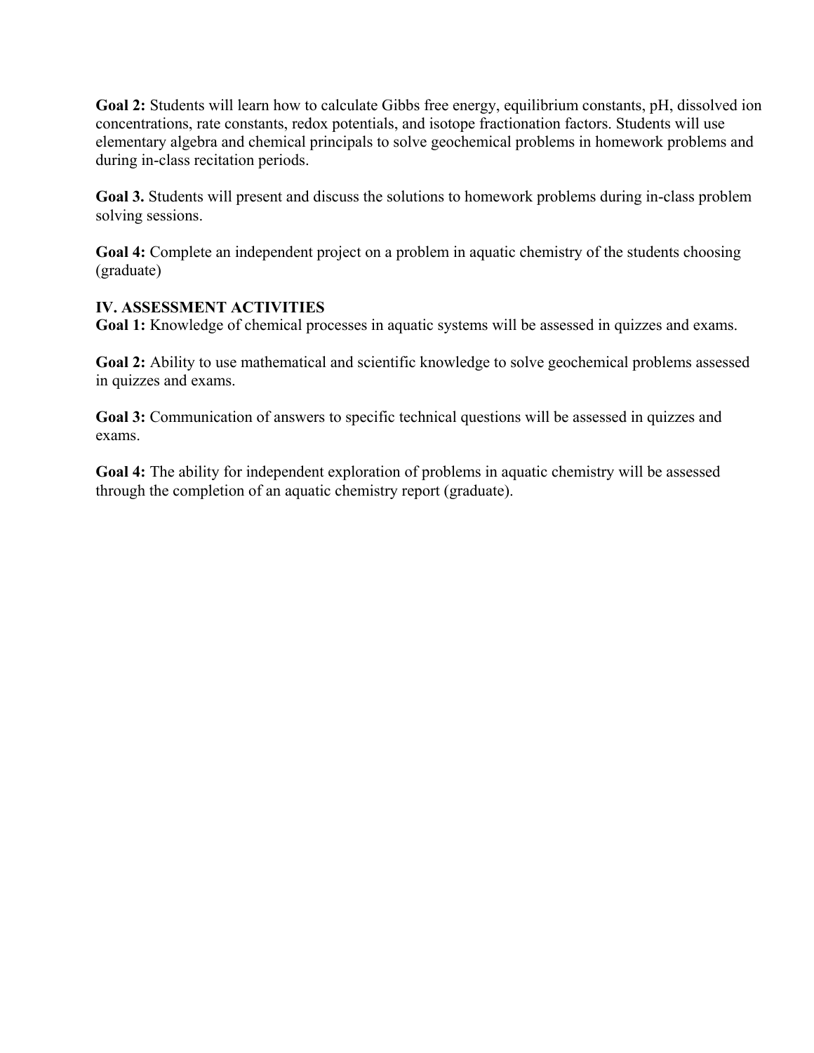**Goal 2:** Students will learn how to calculate Gibbs free energy, equilibrium constants, pH, dissolved ion concentrations, rate constants, redox potentials, and isotope fractionation factors. Students will use elementary algebra and chemical principals to solve geochemical problems in homework problems and during in-class recitation periods.

**Goal 3.** Students will present and discuss the solutions to homework problems during in-class problem solving sessions.

**Goal 4:** Complete an independent project on a problem in aquatic chemistry of the students choosing (graduate)

## IV. ASSESSMENT ACTIVITIES

**Goal 1:** Knowledge of chemical processes in aquatic systems will be assessed in quizzes and exams.

**Goal 2:** Ability to use mathematical and scientific knowledge to solve geochemical problems assessed in quizzes and exams.

**Goal 3:** Communication of answers to specific technical questions will be assessed in quizzes and exams.

**Goal 4:** The ability for independent exploration of problems in aquatic chemistry will be assessed through the completion of an aquatic chemistry report (graduate).